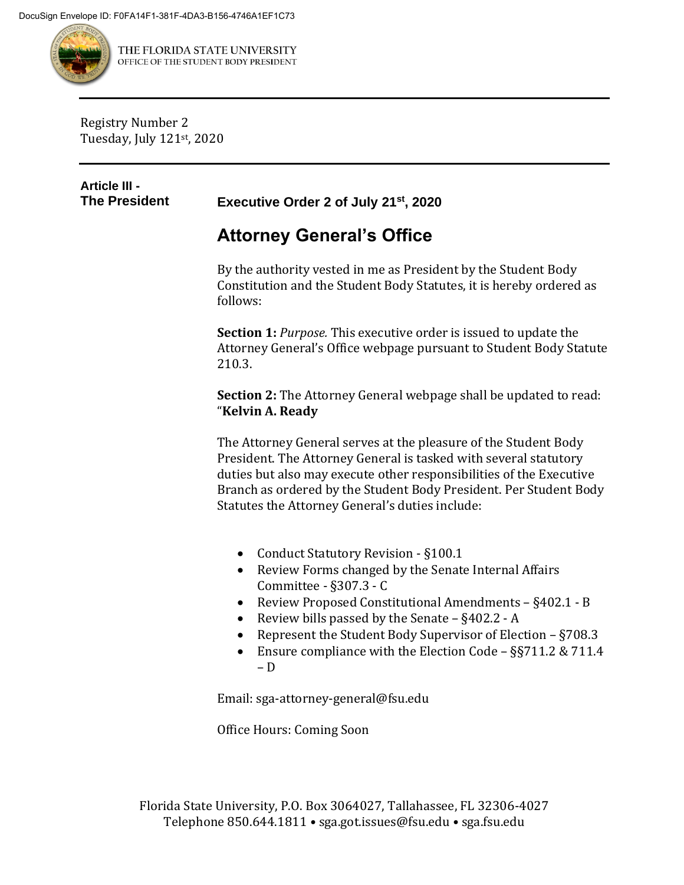DocuSign Envelope ID: F0FA14F1-381F-4DA3-B156-4746A1EF1C73

THE FLORIDA STATE UNIVERSITY
OFFICE OF THE STUDENT BODY PRESIDENT

Registry Number 2
Tuesday, July 121st, 2020

**Article III - The President**

### Executive Order 2 of July 21st, 2020

## Attorney General's Office

By the authority vested in me as President by the Student Body Constitution and the Student Body Statutes, it is hereby ordered as follows:

**Section 1:** *Purpose.* This executive order is issued to update the Attorney General's Office webpage pursuant to Student Body Statute 210.3.

**Section 2:** The Attorney General webpage shall be updated to read: "**Kelvin A. Ready**

The Attorney General serves at the pleasure of the Student Body President. The Attorney General is tasked with several statutory duties but also may execute other responsibilities of the Executive Branch as ordered by the Student Body President. Per Student Body Statutes the Attorney General's duties include:

- Conduct Statutory Revision - §100.1
- Review Forms changed by the Senate Internal Affairs Committee - §307.3 - C
- Review Proposed Constitutional Amendments – §402.1 - B
- Review bills passed by the Senate – §402.2 - A
- Represent the Student Body Supervisor of Election – §708.3
- Ensure compliance with the Election Code – §§711.2 & 711.4 – D

Email: sga-attorney-general@fsu.edu

Office Hours: Coming Soon

Florida State University, P.O. Box 3064027, Tallahassee, FL 32306-4027
Telephone 850.644.1811 • sga.got.issues@fsu.edu • sga.fsu.edu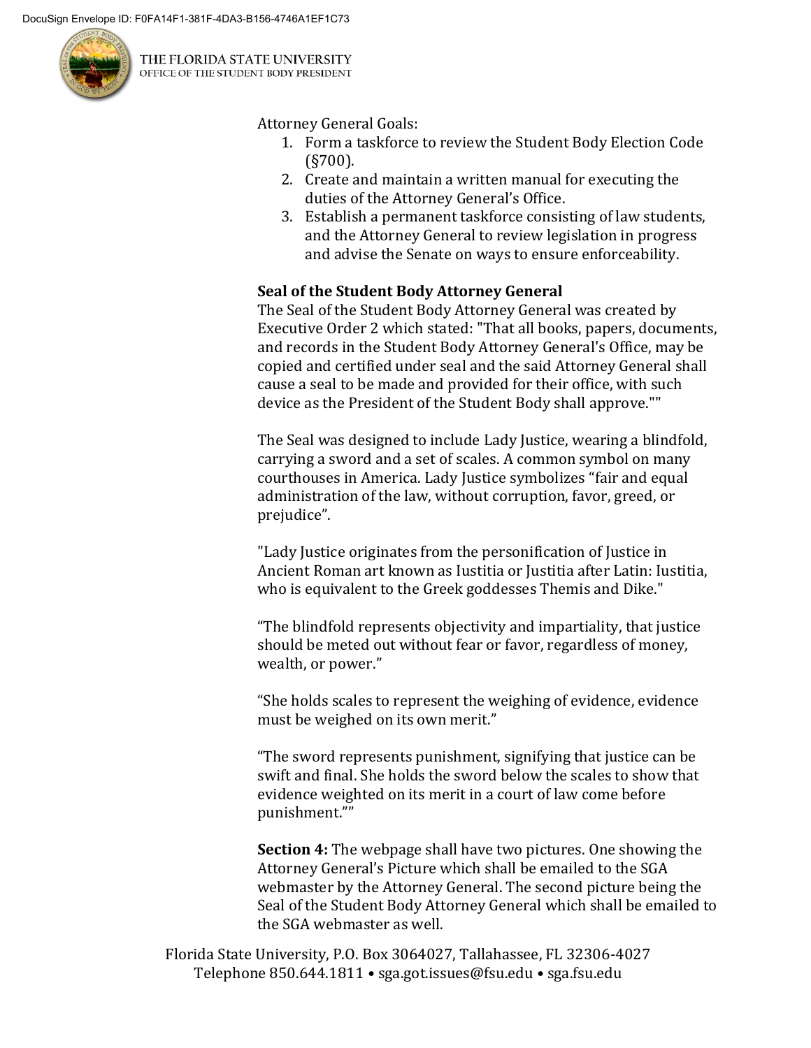Attorney General Goals:

1. Form a taskforce to review the Student Body Election Code (§700).
2. Create and maintain a written manual for executing the duties of the Attorney General's Office.
3. Establish a permanent taskforce consisting of law students, and the Attorney General to review legislation in progress and advise the Senate on ways to ensure enforceability.

**Seal of the Student Body Attorney General**

The Seal of the Student Body Attorney General was created by Executive Order 2 which stated: "That all books, papers, documents, and records in the Student Body Attorney General's Office, may be copied and certified under seal and the said Attorney General shall cause a seal to be made and provided for their office, with such device as the President of the Student Body shall approve.""

The Seal was designed to include Lady Justice, wearing a blindfold, carrying a sword and a set of scales. A common symbol on many courthouses in America. Lady Justice symbolizes "fair and equal administration of the law, without corruption, favor, greed, or prejudice".

"Lady Justice originates from the personification of Justice in Ancient Roman art known as Iustitia or Justitia after Latin: Iustitia, who is equivalent to the Greek goddesses Themis and Dike."

"The blindfold represents objectivity and impartiality, that justice should be meted out without fear or favor, regardless of money, wealth, or power."

"She holds scales to represent the weighing of evidence, evidence must be weighed on its own merit."

"The sword represents punishment, signifying that justice can be swift and final. She holds the sword below the scales to show that evidence weighted on its merit in a court of law come before punishment.""

**Section 4:** The webpage shall have two pictures. One showing the Attorney General's Picture which shall be emailed to the SGA webmaster by the Attorney General. The second picture being the Seal of the Student Body Attorney General which shall be emailed to the SGA webmaster as well.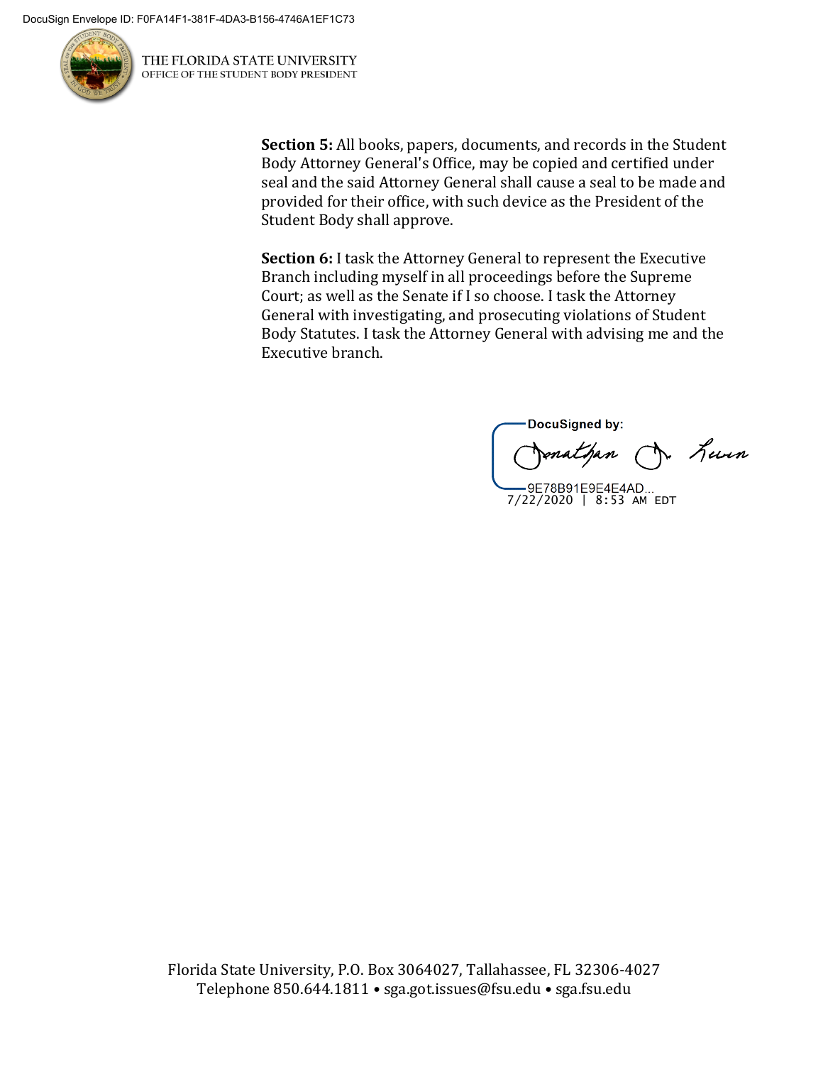**Section 5:** All books, papers, documents, and records in the Student Body Attorney General's Office, may be copied and certified under seal and the said Attorney General shall cause a seal to be made and provided for their office, with such device as the President of the Student Body shall approve.

**Section 6:** I task the Attorney General to represent the Executive Branch including myself in all proceedings before the Supreme Court; as well as the Senate if I so choose. I task the Attorney General with investigating, and prosecuting violations of Student Body Statutes. I task the Attorney General with advising me and the Executive branch.

DocuSigned by:

Jonathan J. Levin

9E78B91E9E4E4AD...
7/22/2020 | 8:53 AM EDT